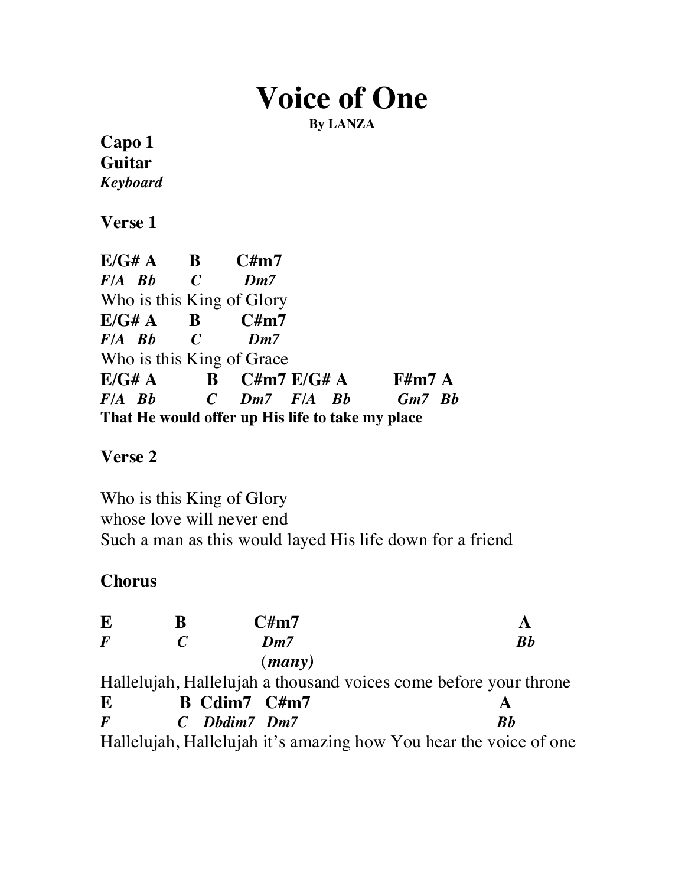# Voice of One

**By LANZA**

**Capo 1**
**Guitar**
***Keyboard***

**Verse 1**

```
E/G# A       B       C#m7
F/A  Bb      C        Dm7
Who is this King of Glory
E/G# A       B        C#m7
F/A  Bb      C         Dm7
Who is this King of Grace
E/G# A          B    C#m7 E/G# A         F#m7 A
F/A  Bb         C    Dm7  F/A  Bb        Gm7  Bb
That He would offer up His life to take my place
```

**Verse 2**

Who is this King of Glory
whose love will never end
Such a man as this would layed His life down for a friend

**Chorus**

```
E           B              C#m7                                     A
F           C               Dm7                                     Bb
                           (many)
Hallelujah, Hallelujah a thousand voices come before your throne
E            B  Cdim7   C#m7                                   A
F            C  Dbdim7  Dm7                                    Bb
Hallelujah, Hallelujah it's amazing how You hear the voice of one
```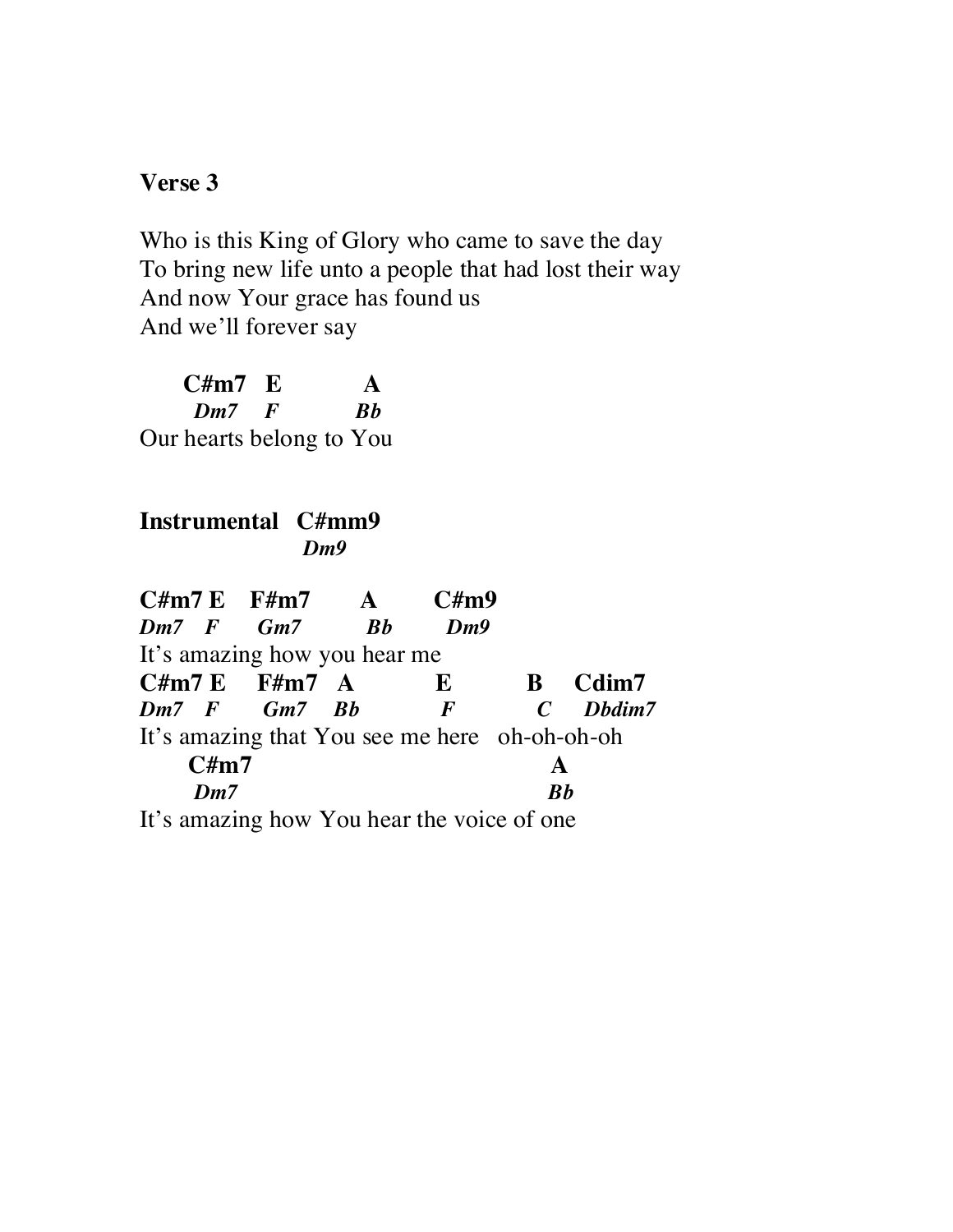**Verse 3**

Who is this King of Glory who came to save the day
To bring new life unto a people that had lost their way
And now Your grace has found us
And we'll forever say

```
      C#m7   E           A
       Dm7    F          Bb
Our hearts belong to You
```

**Instrumental** **C#mm9**
*Dm9*

```
C#m7 E    F#m7       A        C#m9
Dm7   F     Gm7        Bb       Dm9
It's amazing how you hear me
C#m7 E     F#m7   A          E          B     Cdim7
Dm7   F      Gm7    Bb          F          C      Dbdim7
It's amazing that You see me here   oh-oh-oh-oh
      C#m7                                A
       Dm7                               Bb
It's amazing how You hear the voice of one
```